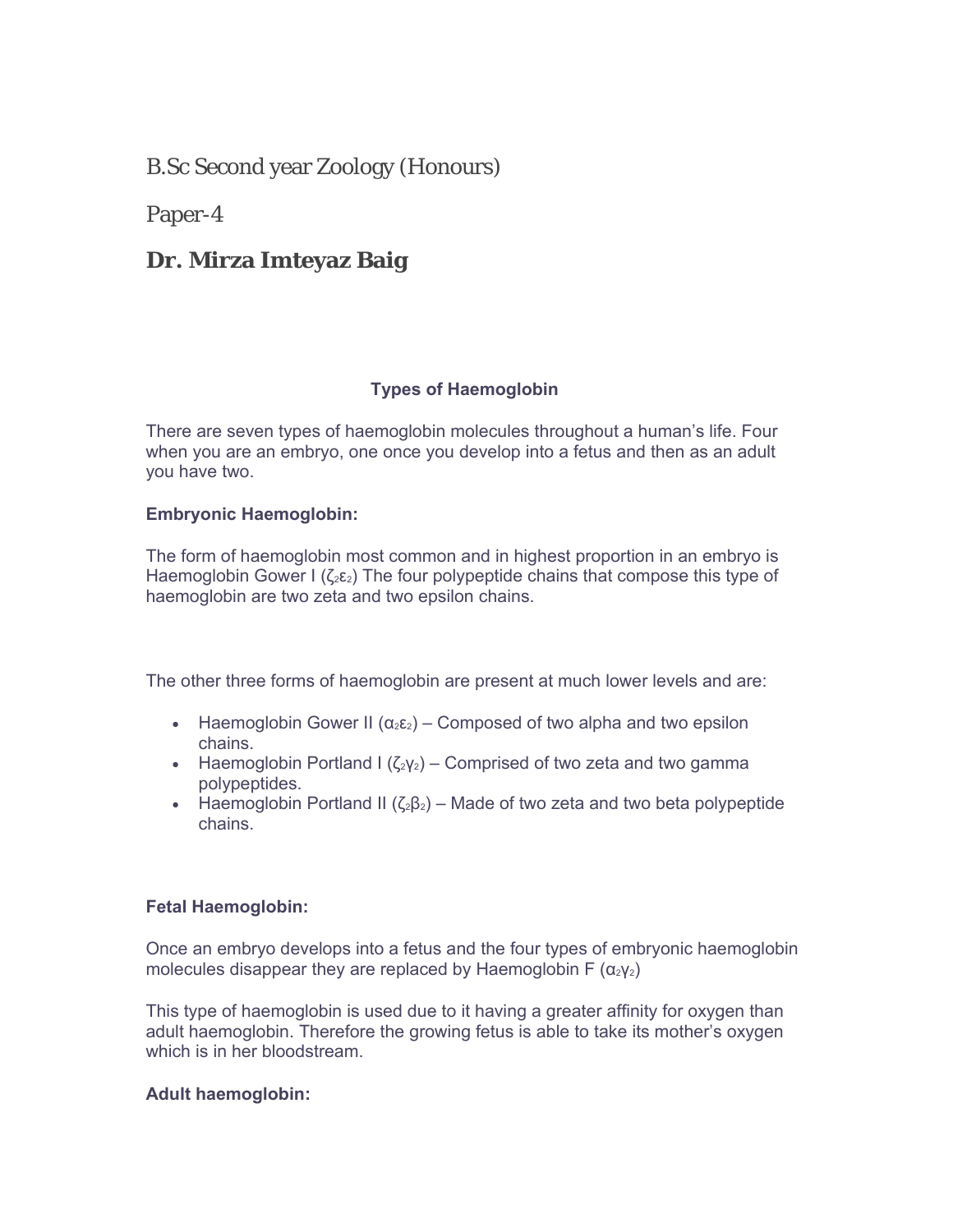B.Sc Second year Zoology (Honours)

Paper-4

**Dr. Mirza Imteyaz Baig**

## Types of Haemoglobin

There are seven types of haemoglobin molecules throughout a human's life. Four when you are an embryo, one once you develop into a fetus and then as an adult you have two.

**Embryonic Haemoglobin:**

The form of haemoglobin most common and in highest proportion in an embryo is Haemoglobin Gower I ($\zeta_2\varepsilon_2$) The four polypeptide chains that compose this type of haemoglobin are two zeta and two epsilon chains.

The other three forms of haemoglobin are present at much lower levels and are:

- Haemoglobin Gower II ($\alpha_2\varepsilon_2$) – Composed of two alpha and two epsilon chains.
- Haemoglobin Portland I ($\zeta_2\gamma_2$) – Comprised of two zeta and two gamma polypeptides.
- Haemoglobin Portland II ($\zeta_2\beta_2$) – Made of two zeta and two beta polypeptide chains.

**Fetal Haemoglobin:**

Once an embryo develops into a fetus and the four types of embryonic haemoglobin molecules disappear they are replaced by Haemoglobin F ($\alpha_2\gamma_2$)

This type of haemoglobin is used due to it having a greater affinity for oxygen than adult haemoglobin. Therefore the growing fetus is able to take its mother's oxygen which is in her bloodstream.

**Adult haemoglobin:**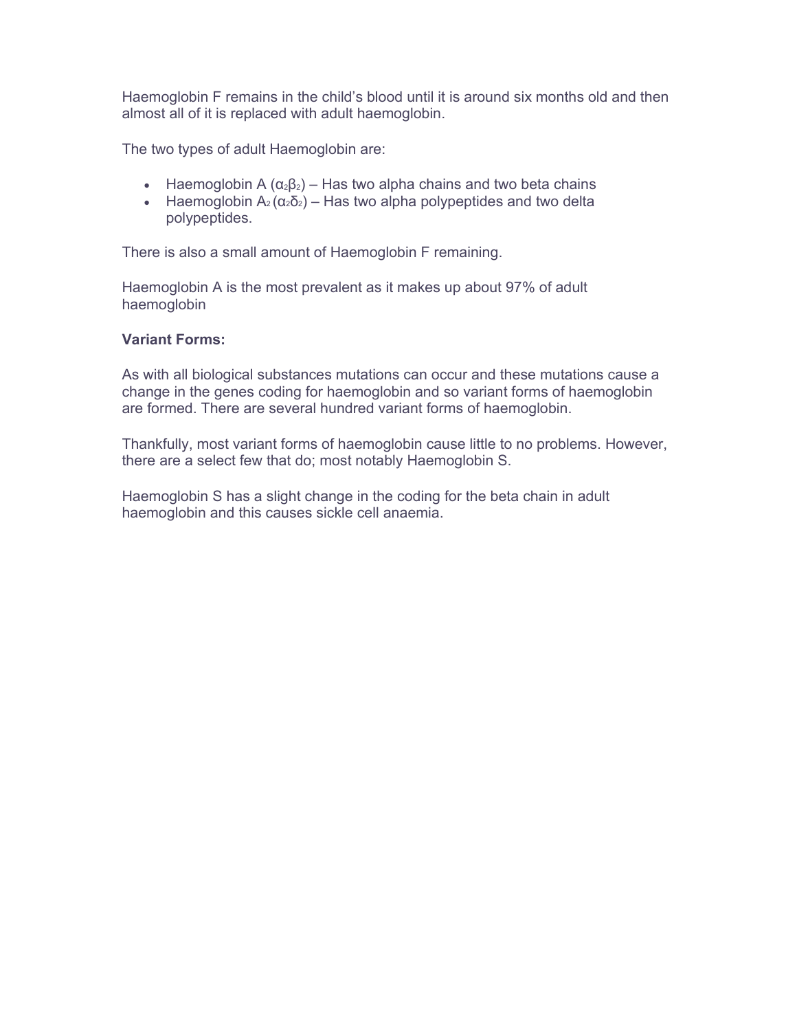Haemoglobin F remains in the child's blood until it is around six months old and then almost all of it is replaced with adult haemoglobin.

The two types of adult Haemoglobin are:

- Haemoglobin A ($\alpha_2\beta_2$) – Has two alpha chains and two beta chains
- Haemoglobin $A_2$ ($\alpha_2\delta_2$) – Has two alpha polypeptides and two delta polypeptides.

There is also a small amount of Haemoglobin F remaining.

Haemoglobin A is the most prevalent as it makes up about 97% of adult haemoglobin

**Variant Forms:**

As with all biological substances mutations can occur and these mutations cause a change in the genes coding for haemoglobin and so variant forms of haemoglobin are formed. There are several hundred variant forms of haemoglobin.

Thankfully, most variant forms of haemoglobin cause little to no problems. However, there are a select few that do; most notably Haemoglobin S.

Haemoglobin S has a slight change in the coding for the beta chain in adult haemoglobin and this causes sickle cell anaemia.